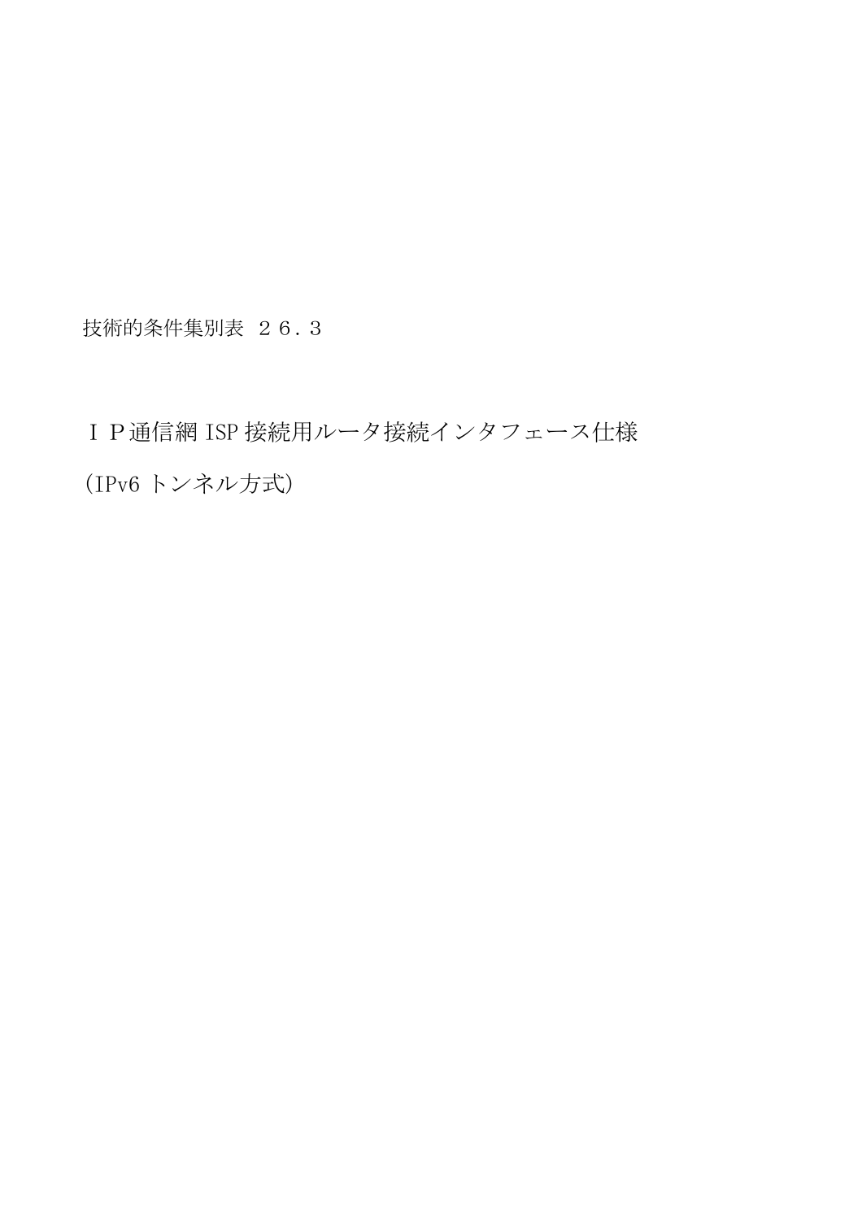技術的条件集別表 ２６．３

# ＩＰ通信網 ISP 接続用ルータ接続インタフェース仕様

# (IPv6 トンネル方式)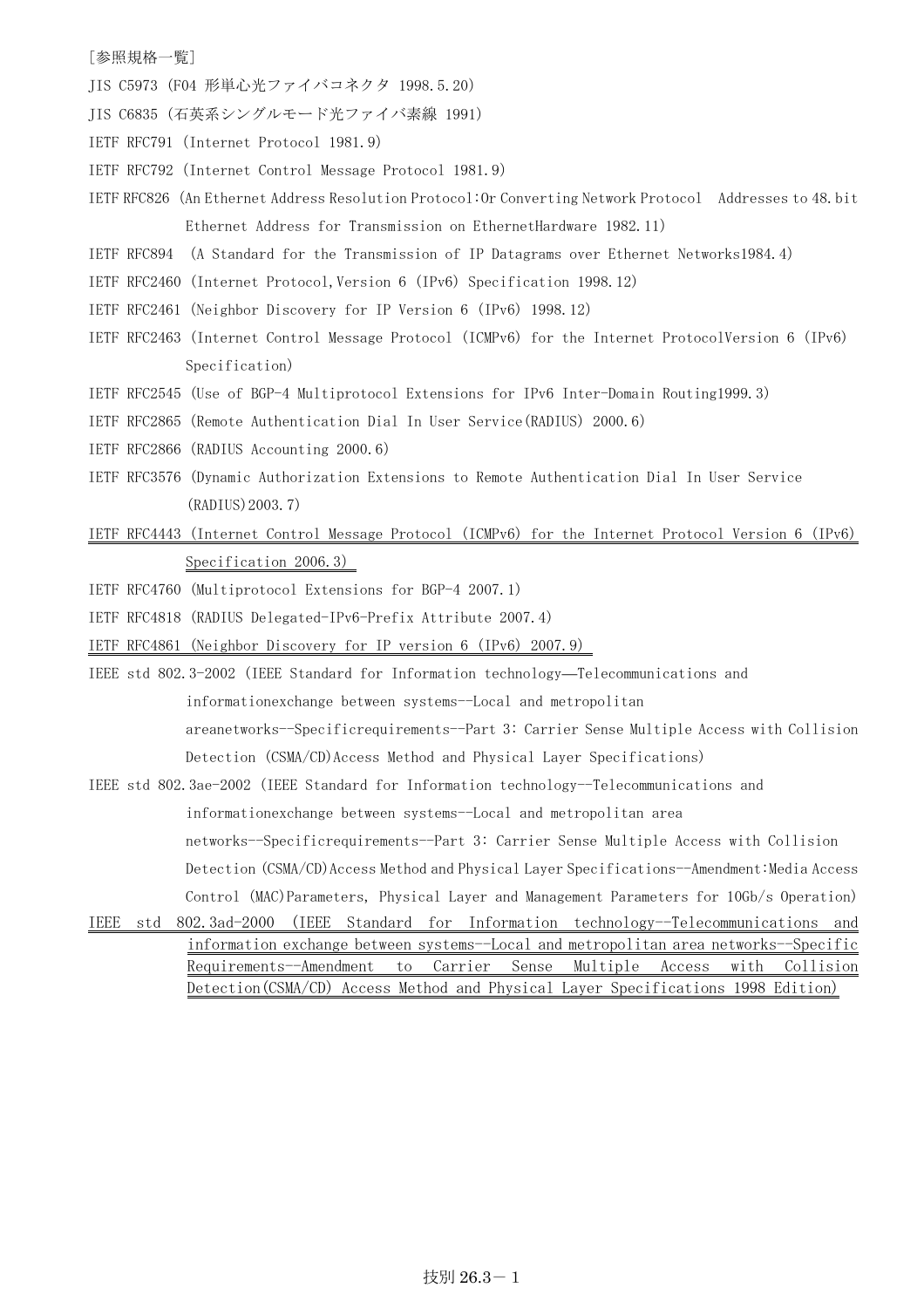［参照規格一覧］

JIS C5973（F04 形単心光ファイバコネクタ 1998.5.20）

JIS C6835（石英系シングルモード光ファイバ素線 1991）

IETF RFC791（Internet Protocol 1981.9）

IETF RFC792（Internet Control Message Protocol 1981.9）

IETF RFC826（An Ethernet Address Resolution Protocol:Or Converting Network Protocol Addresses to 48.bit Ethernet Address for Transmission on EthernetHardware 1982.11）

IETF RFC894 （A Standard for the Transmission of IP Datagrams over Ethernet Networks1984.4）

IETF RFC2460（Internet Protocol,Version 6 (IPv6) Specification 1998.12）

IETF RFC2461（Neighbor Discovery for IP Version 6 (IPv6) 1998.12）

IETF RFC2463（Internet Control Message Protocol (ICMPv6) for the Internet ProtocolVersion 6 (IPv6) Specification）

IETF RFC2545（Use of BGP-4 Multiprotocol Extensions for IPv6 Inter-Domain Routing1999.3）

IETF RFC2865（Remote Authentication Dial In User Service(RADIUS) 2000.6）

IETF RFC2866（RADIUS Accounting 2000.6）

IETF RFC3576（Dynamic Authorization Extensions to Remote Authentication Dial In User Service (RADIUS)2003.7）

IETF RFC4443（Internet Control Message Protocol (ICMPv6) for the Internet Protocol Version 6 (IPv6) Specification 2006.3）

IETF RFC4760（Multiprotocol Extensions for BGP-4 2007.1）

IETF RFC4818（RADIUS Delegated-IPv6-Prefix Attribute 2007.4）

IETF RFC4861（Neighbor Discovery for IP version 6 (IPv6) 2007.9）

IEEE std 802.3-2002（IEEE Standard for Information technology—Telecommunications and informationexchange between systems--Local and metropolitan areanetworks--Specificrequirements--Part 3: Carrier Sense Multiple Access with Collision Detection (CSMA/CD)Access Method and Physical Layer Specifications）

IEEE std 802.3ae-2002（IEEE Standard for Information technology--Telecommunications and informationexchange between systems--Local and metropolitan area networks--Specificrequirements--Part 3: Carrier Sense Multiple Access with Collision Detection (CSMA/CD)Access Method and Physical Layer Specifications--Amendment:Media Access Control (MAC)Parameters, Physical Layer and Management Parameters for 10Gb/s Operation)

IEEE std 802.3ad-2000 （IEEE Standard for Information technology--Telecommunications and information exchange between systems--Local and metropolitan area networks--Specific Requirements--Amendment to Carrier Sense Multiple Access with Collision Detection(CSMA/CD) Access Method and Physical Layer Specifications 1998 Edition)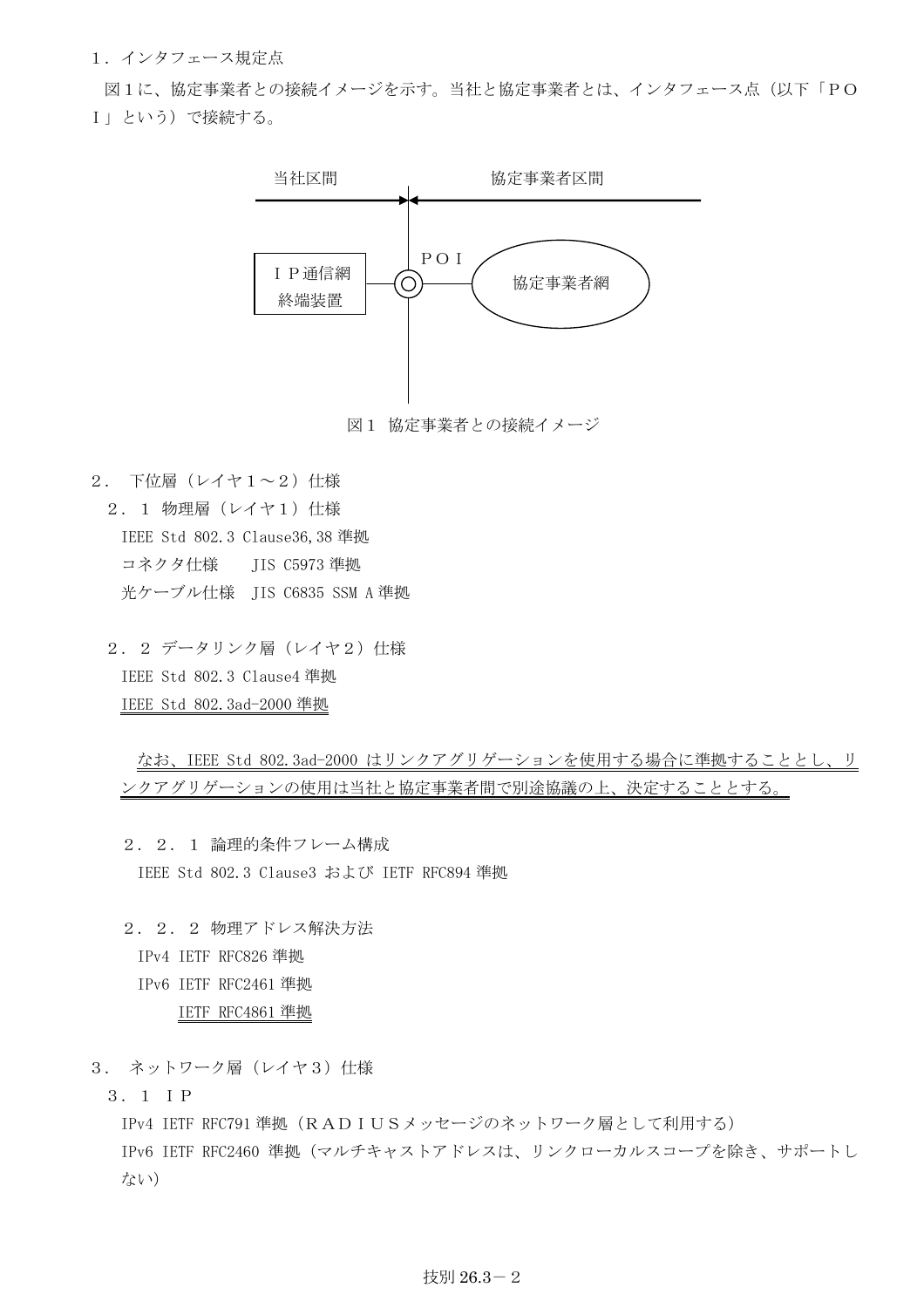## １．インタフェース規定点

図１に、協定事業者との接続イメージを示す。当社と協定事業者とは、インタフェース点（以下「ＰＯＩ」という）で接続する。

当社区間　　協定事業者区間

ＩＰ通信網終端装置　　ＰＯＩ　　協定事業者網

図１ 協定事業者との接続イメージ

## ２． 下位層（レイヤ１～２）仕様

### ２．１ 物理層（レイヤ１）仕様

IEEE Std 802.3 Clause36,38 準拠

コネクタ仕様　　JIS C5973 準拠

光ケーブル仕様　JIS C6835 SSM A 準拠

### ２．２ データリンク層（レイヤ２）仕様

IEEE Std 802.3 Clause4 準拠

IEEE Std 802.3ad-2000 準拠

なお、IEEE Std 802.3ad-2000 はリンクアグリゲーションを使用する場合に準拠することとし、リンクアグリゲーションの使用は当社と協定事業者間で別途協議の上、決定することとする。

#### ２．２．１ 論理的条件フレーム構成

IEEE Std 802.3 Clause3 および IETF RFC894 準拠

#### ２．２．２ 物理アドレス解決方法

IPv4 IETF RFC826 準拠

IPv6 IETF RFC2461 準拠

IETF RFC4861 準拠

## ３． ネットワーク層（レイヤ３）仕様

### ３．１ ＩＰ

IPv4 IETF RFC791 準拠（ＲＡＤＩＵＳメッセージのネットワーク層として利用する）

IPv6 IETF RFC2460 準拠（マルチキャストアドレスは、リンクローカルスコープを除き、サポートしない）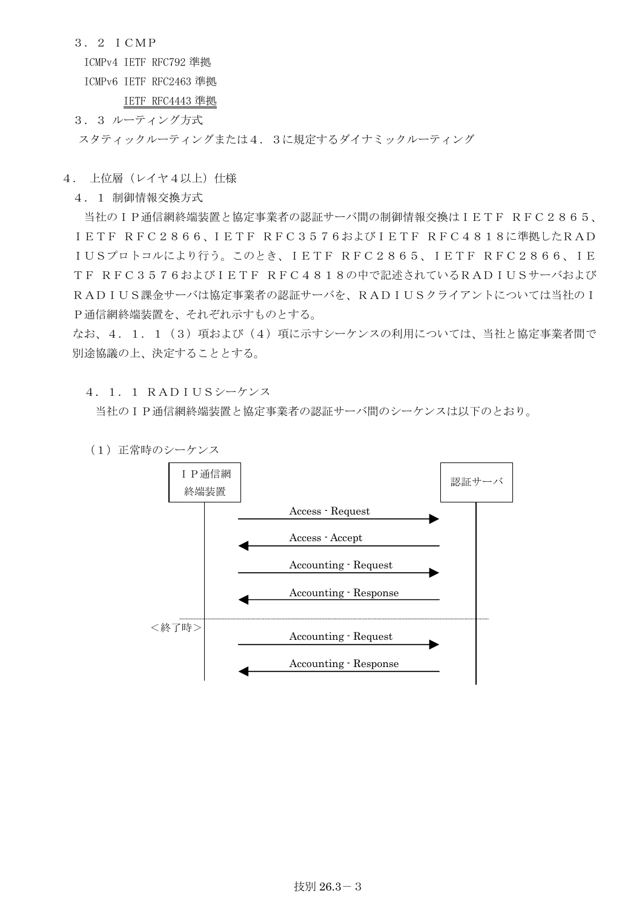３．２ ＩＣＭＰ

ICMPv4 IETF RFC792 準拠

ICMPv6 IETF RFC2463 準拠

IETF RFC4443 準拠

３．３ ルーティング方式

スタティックルーティングまたは４．３に規定するダイナミックルーティング

## ４． 上位層（レイヤ４以上）仕様

### ４．１ 制御情報交換方式

当社のＩＰ通信網終端装置と協定事業者の認証サーバ間の制御情報交換はＩＥＴＦ ＲＦＣ２８６５、ＩＥＴＦ ＲＦＣ２８６６、ＩＥＴＦ ＲＦＣ３５７６およびＩＥＴＦ ＲＦＣ４８１８に準拠したＲＡＤＩＵＳプロトコルにより行う。このとき、ＩＥＴＦ ＲＦＣ２８６５、ＩＥＴＦ ＲＦＣ２８６６、ＩＥＴＦ ＲＦＣ３５７６およびＩＥＴＦ ＲＦＣ４８１８の中で記述されているＲＡＤＩＵＳサーバおよびＲＡＤＩＵＳ課金サーバは協定事業者の認証サーバを、ＲＡＤＩＵＳクライアントについては当社のＩＰ通信網終端装置を、それぞれ示すものとする。

なお、４．１．１（３）項および（４）項に示すシーケンスの利用については、当社と協定事業者間で別途協議の上、決定することとする。

#### ４．１．１ ＲＡＤＩＵＳシーケンス

当社のＩＰ通信網終端装置と協定事業者の認証サーバ間のシーケンスは以下のとおり。

（１）正常時のシーケンス

| ＩＰ通信網終端装置 | | 認証サーバ |
|---|---|---|
| | Access - Request → | |
| | ← Access - Accept | |
| | Accounting - Request → | |
| | ← Accounting - Response | |
| ＜終了時＞ | | |
| | Accounting - Request → | |
| | ← Accounting - Response | |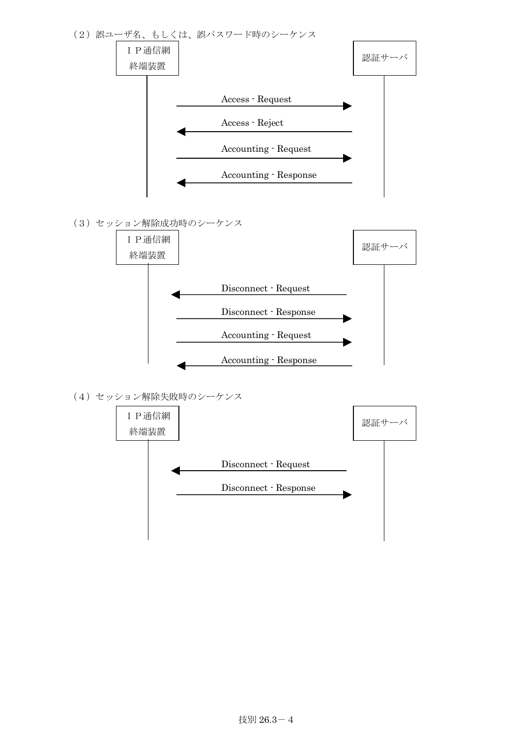（２）誤ユーザ名、もしくは、誤パスワード時のシーケンス

| ＩＰ通信網終端装置 | | 認証サーバ |
|---|---|---|
| | Access - Request → | |
| | ← Access - Reject | |
| | Accounting - Request → | |
| | ← Accounting - Response | |

（３）セッション解除成功時のシーケンス

| ＩＰ通信網終端装置 | | 認証サーバ |
|---|---|---|
| | ← Disconnect - Request | |
| | Disconnect - Response → | |
| | Accounting - Request → | |
| | ← Accounting - Response | |

（４）セッション解除失敗時のシーケンス

| ＩＰ通信網終端装置 | | 認証サーバ |
|---|---|---|
| | ← Disconnect - Request | |
| | Disconnect - Response → | |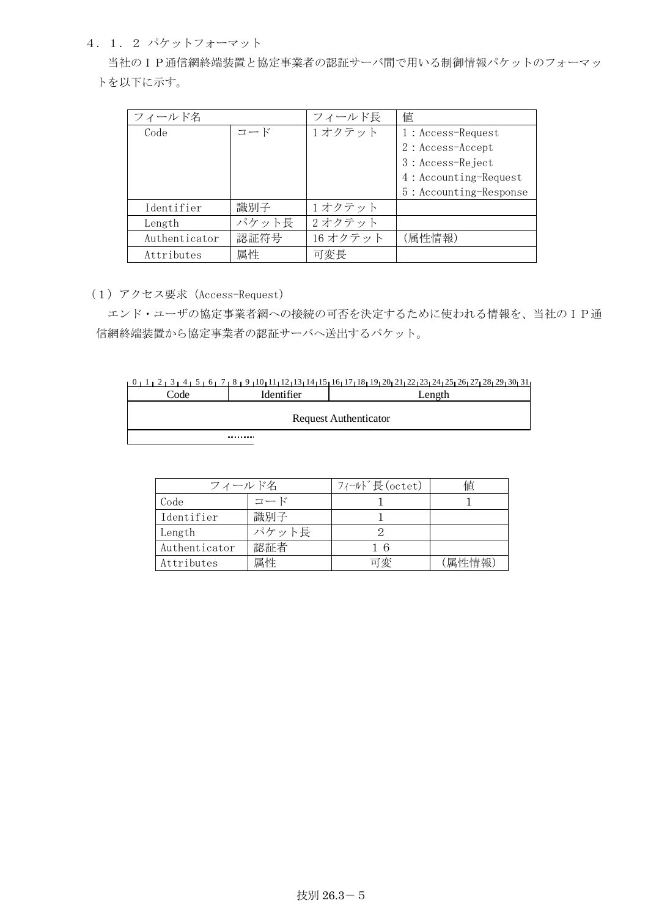### ４．１．２ パケットフォーマット

当社のＩＰ通信網終端装置と協定事業者の認証サーバ間で用いる制御情報パケットのフォーマットを以下に示す。

| フィールド名 | | フィールド長 | 値 |
|---|---|---|---|
| Code | コード | 1 オクテット | 1：Access-Request<br>2：Access-Accept<br>3：Access-Reject<br>4：Accounting-Request<br>5：Accounting-Response |
| Identifier | 識別子 | 1 オクテット | |
| Length | パケット長 | 2 オクテット | |
| Authenticator | 認証符号 | 16 オクテット | (属性情報) |
| Attributes | 属性 | 可変長 | |

（1）アクセス要求（Access-Request）

エンド・ユーザの協定事業者網への接続の可否を決定するために使われる情報を、当社のＩＰ通信網終端装置から協定事業者の認証サーバへ送出するパケット。

| 0–7 | 8–15 | 16–31 |
|---|---|---|
| Code | Identifier | Length |
| Request Authenticator | | |
| ......... | | |

| フィールド名 | | ﾌｨｰﾙﾄﾞ長(octet) | 値 |
|---|---|---|---|
| Code | コード | １ | １ |
| Identifier | 識別子 | １ | |
| Length | パケット長 | ２ | |
| Authenticator | 認証者 | １６ | |
| Attributes | 属性 | 可変 | (属性情報) |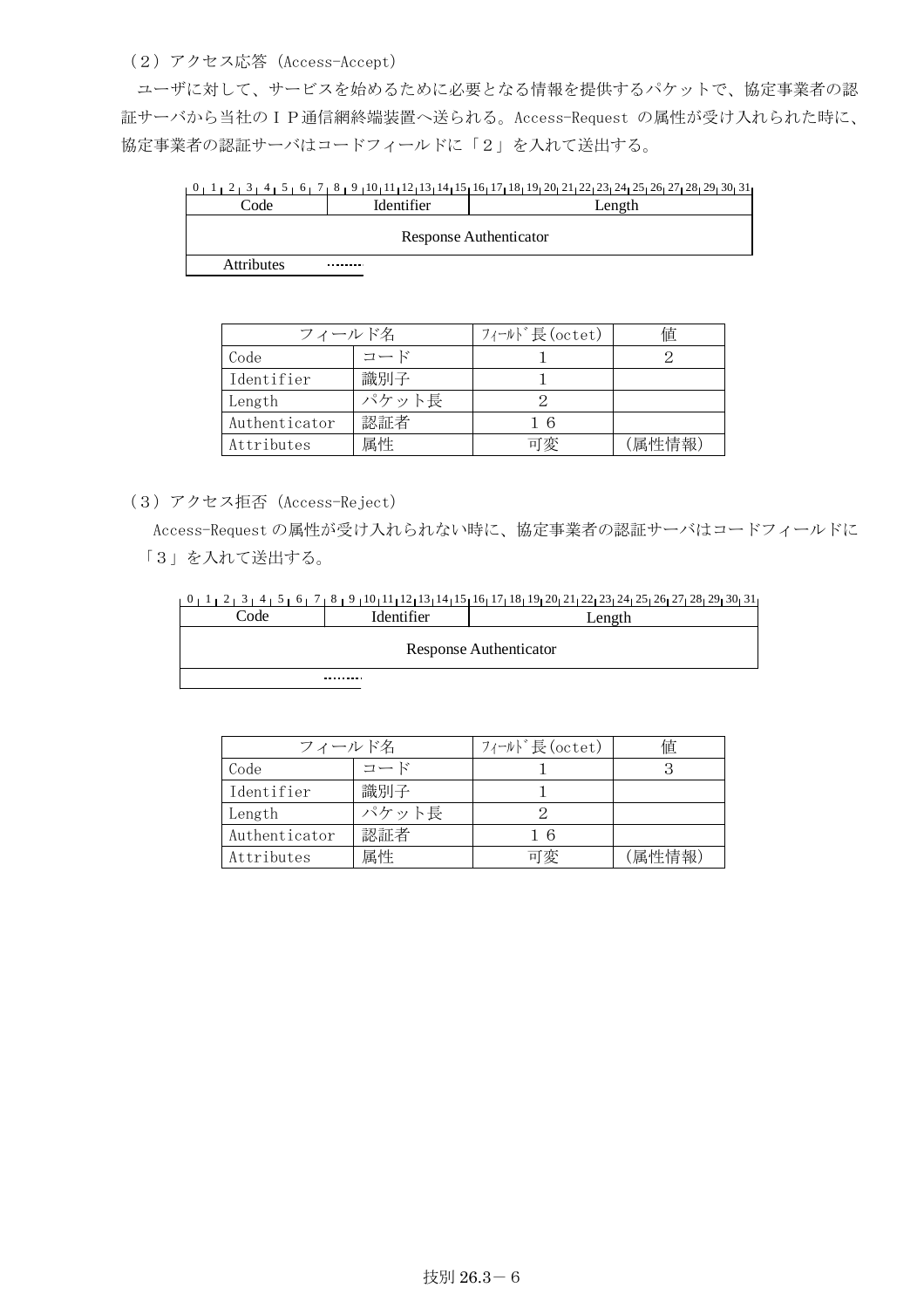（２）アクセス応答（Access-Accept）

ユーザに対して、サービスを始めるために必要となる情報を提供するパケットで、協定事業者の認証サーバから当社のＩＰ通信網終端装置へ送られる。Access-Request の属性が受け入れられた時に、協定事業者の認証サーバはコードフィールドに「２」を入れて送出する。

| 0–7 | 8–15 | 16–31 |
|---|---|---|
| Code | Identifier | Length |
| Response Authenticator | | |
| Attributes ········ | | |

| フィールド名 | | ﾌｨｰﾙﾄﾞ長(octet) | 値 |
|---|---|---|---|
| Code | コード | １ | ２ |
| Identifier | 識別子 | １ | |
| Length | パケット長 | ２ | |
| Authenticator | 認証者 | １６ | |
| Attributes | 属性 | 可変 | (属性情報) |

（３）アクセス拒否（Access-Reject）

Access-Request の属性が受け入れられない時に、協定事業者の認証サーバはコードフィールドに「３」を入れて送出する。

| 0–7 | 8–15 | 16–31 |
|---|---|---|
| Code | Identifier | Length |
| Response Authenticator | | |
| ········ | | |

| フィールド名 | | ﾌｨｰﾙﾄﾞ長(octet) | 値 |
|---|---|---|---|
| Code | コード | １ | ３ |
| Identifier | 識別子 | １ | |
| Length | パケット長 | ２ | |
| Authenticator | 認証者 | １６ | |
| Attributes | 属性 | 可変 | (属性情報) |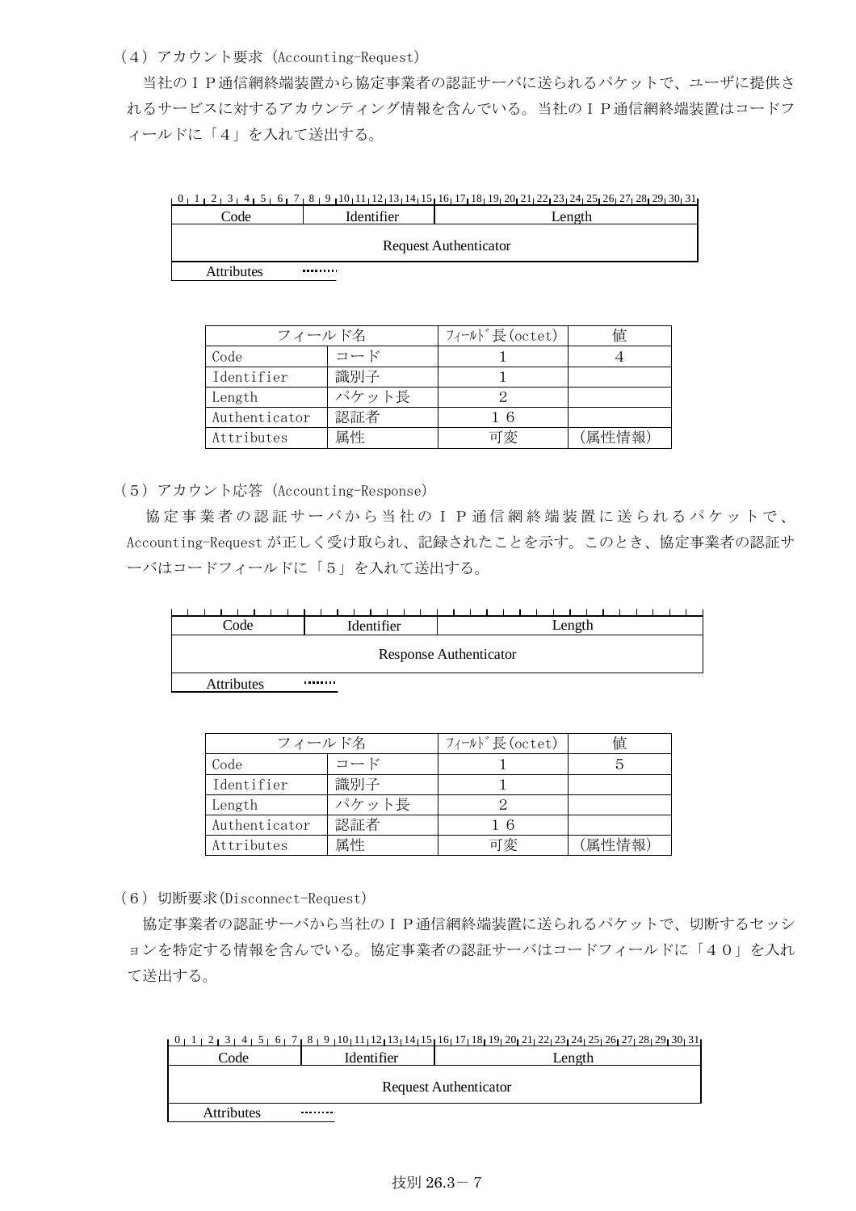（４）アカウント要求（Accounting-Request）

当社のＩＰ通信網終端装置から協定事業者の認証サーバに送られるパケットで、ユーザに提供されるサービスに対するアカウンティング情報を含んでいる。当社のＩＰ通信網終端装置はコードフィールドに「４」を入れて送出する。

| Code (0–7) | Identifier (8–15) | Length (16–31) |
|---|---|---|
| Request Authenticator | | |
| Attributes ……… | | |

| フィールド名 | | ﾌｨｰﾙﾄﾞ長(octet) | 値 |
|---|---|---|---|
| Code | コード | １ | ４ |
| Identifier | 識別子 | １ | |
| Length | パケット長 | ２ | |
| Authenticator | 認証者 | １６ | |
| Attributes | 属性 | 可変 | (属性情報) |

（５）アカウント応答（Accounting-Response）

協定事業者の認証サーバから当社のＩＰ通信網終端装置に送られるパケットで、Accounting-Request が正しく受け取られ、記録されたことを示す。このとき、協定事業者の認証サーバはコードフィールドに「５」を入れて送出する。

| Code | Identifier | Length |
|---|---|---|
| Response Authenticator | | |
| Attributes ……… | | |

| フィールド名 | | ﾌｨｰﾙﾄﾞ長(octet) | 値 |
|---|---|---|---|
| Code | コード | １ | ５ |
| Identifier | 識別子 | １ | |
| Length | パケット長 | ２ | |
| Authenticator | 認証者 | １６ | |
| Attributes | 属性 | 可変 | (属性情報) |

（６）切断要求(Disconnect-Request)

協定事業者の認証サーバから当社のＩＰ通信網終端装置に送られるパケットで、切断するセッションを特定する情報を含んでいる。協定事業者の認証サーバはコードフィールドに「４０」を入れて送出する。

| Code (0–7) | Identifier (8–15) | Length (16–31) |
|---|---|---|
| Request Authenticator | | |
| Attributes ……… | | |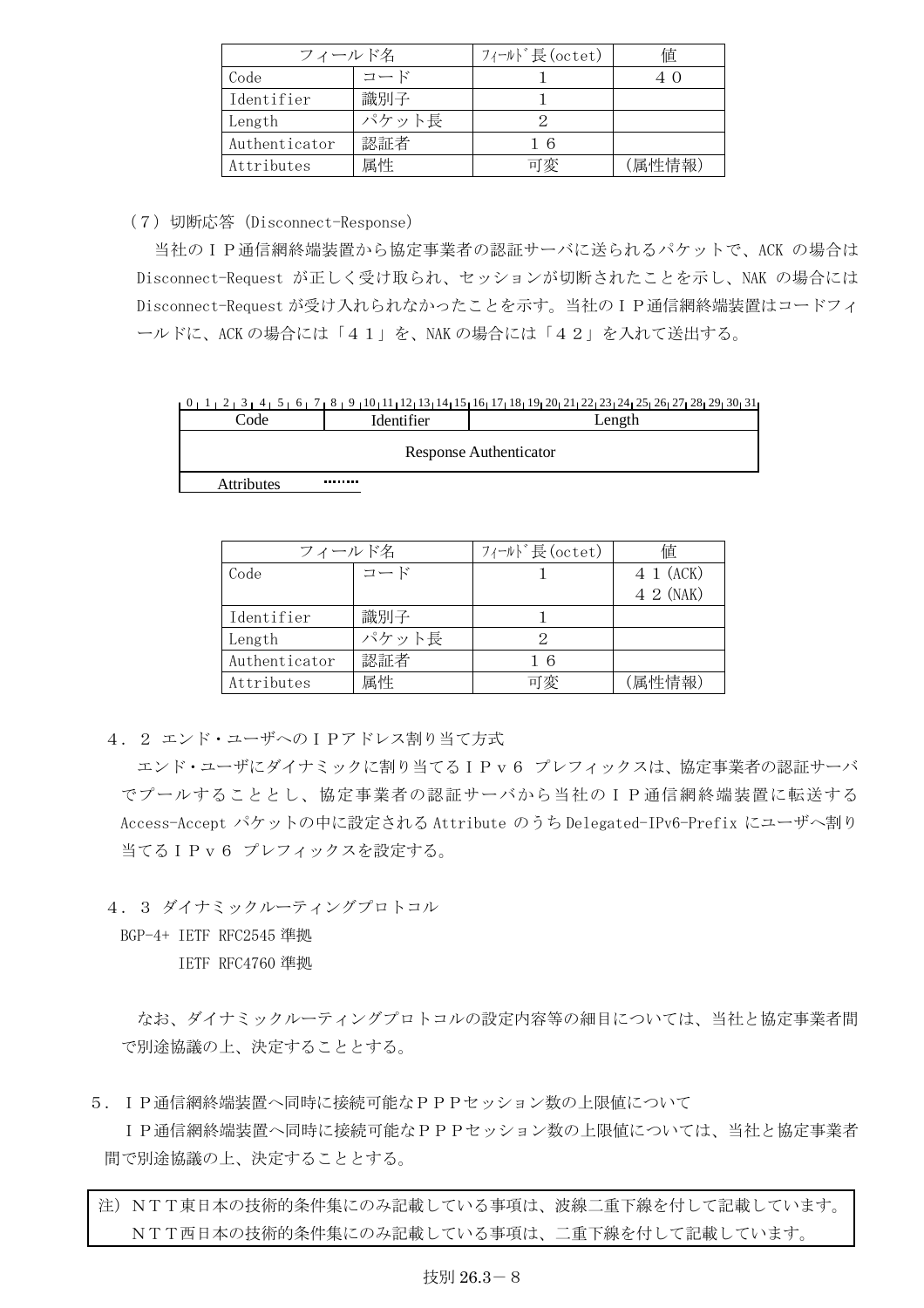| フィールド名 | | ﾌｨｰﾙﾄﾞ長(octet) | 値 |
|---|---|---|---|
| Code | コード | 1 | ４０ |
| Identifier | 識別子 | 1 | |
| Length | パケット長 | 2 | |
| Authenticator | 認証者 | 16 | |
| Attributes | 属性 | 可変 | (属性情報) |

（７）切断応答（Disconnect-Response）

当社のＩＰ通信網終端装置から協定事業者の認証サーバに送られるパケットで、ACK の場合は Disconnect-Request が正しく受け取られ、セッションが切断されたことを示し、NAK の場合には Disconnect-Request が受け入れられなかったことを示す。当社のＩＰ通信網終端装置はコードフィールドに、ACK の場合には「４１」を、NAK の場合には「４２」を入れて送出する。

0 1 2 3 4 5 6 7 8 9 10 11 12 13 14 15 16 17 18 19 20 21 22 23 24 25 26 27 28 29 30 31

| Code (0–7) | Identifier (8–15) | Length (16–31) |
|---|---|---|
| Response Authenticator | | |
| Attributes ........ | | |

| フィールド名 | | ﾌｨｰﾙﾄﾞ長(octet) | 値 |
|---|---|---|---|
| Code | コード | 1 | ４１(ACK)<br>４２(NAK) |
| Identifier | 識別子 | 1 | |
| Length | パケット長 | 2 | |
| Authenticator | 認証者 | 16 | |
| Attributes | 属性 | 可変 | (属性情報) |

## ４．２ エンド・ユーザへのＩＰアドレス割り当て方式

エンド・ユーザにダイナミックに割り当てるＩＰｖ６ プレフィックスは、協定事業者の認証サーバでプールすることとし、協定事業者の認証サーバから当社のＩＰ通信網終端装置に転送する Access-Accept パケットの中に設定される Attribute のうち Delegated-IPv6-Prefix にユーザへ割り当てるＩＰｖ６ プレフィックスを設定する。

## ４．３ ダイナミックルーティングプロトコル

BGP-4+ IETF RFC2545 準拠
IETF RFC4760 準拠

なお、ダイナミックルーティングプロトコルの設定内容等の細目については、当社と協定事業者間で別途協議の上、決定することとする。

# ５．ＩＰ通信網終端装置へ同時に接続可能なＰＰＰセッション数の上限値について

ＩＰ通信網終端装置へ同時に接続可能なＰＰＰセッション数の上限値については、当社と協定事業者間で別途協議の上、決定することとする。

注）ＮＴＴ東日本の技術的条件集にのみ記載している事項は、波線二重下線を付して記載しています。
ＮＴＴ西日本の技術的条件集にのみ記載している事項は、二重下線を付して記載しています。